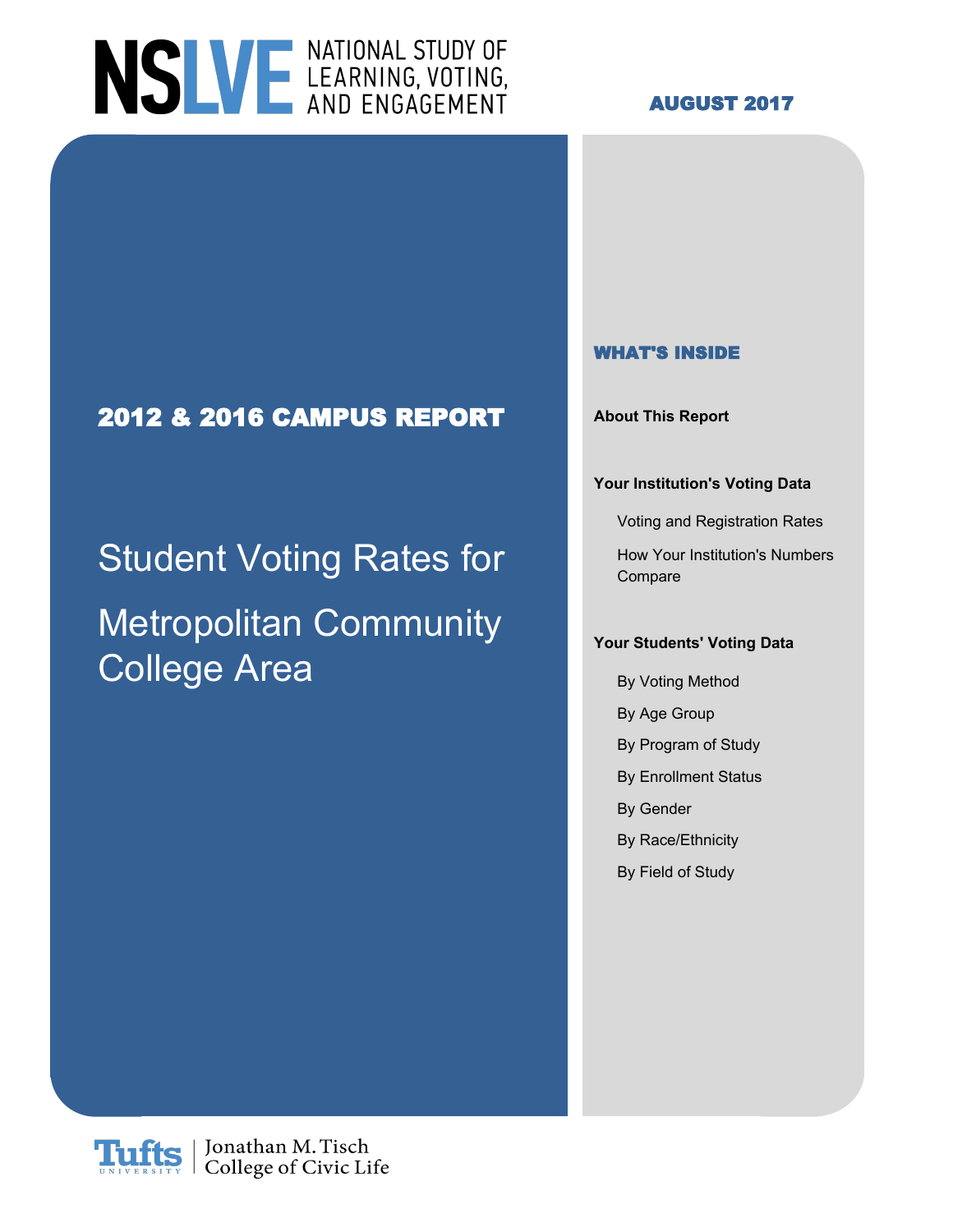# NSLVE NATIONAL STUDY OF LEARNING, VOTING, AND ENGAGEMENT

**AUGUST 2017**

## 2012 & 2016 CAMPUS REPORT

# Student Voting Rates for Metropolitan Community College Area

### WHAT'S INSIDE

**About This Report**

**Your Institution's Voting Data**

- Voting and Registration Rates
- How Your Institution's Numbers Compare

**Your Students' Voting Data**

- By Voting Method
- By Age Group
- By Program of Study
- By Enrollment Status
- By Gender
- By Race/Ethnicity
- By Field of Study

Tufts University | Jonathan M. Tisch College of Civic Life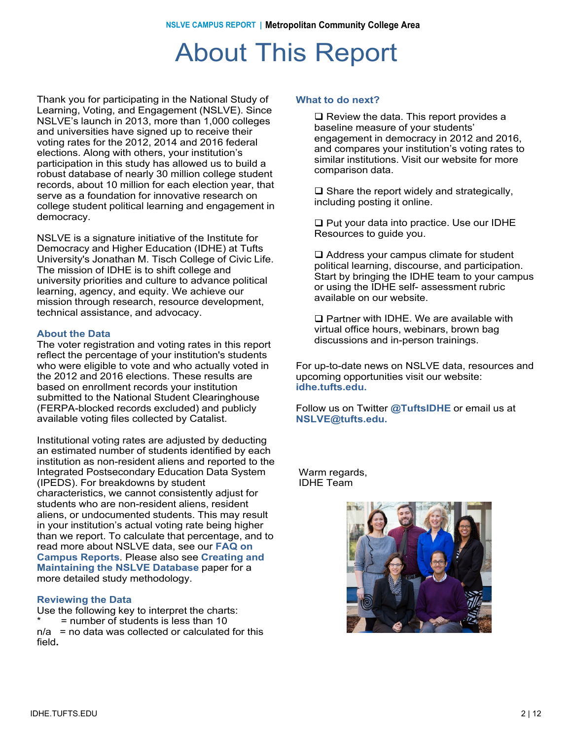# About This Report

Thank you for participating in the National Study of Learning, Voting, and Engagement (NSLVE). Since NSLVE's launch in 2013, more than 1,000 colleges and universities have signed up to receive their voting rates for the 2012, 2014 and 2016 federal elections. Along with others, your institution's participation in this study has allowed us to build a robust database of nearly 30 million college student records, about 10 million for each election year, that serve as a foundation for innovative research on college student political learning and engagement in democracy.

NSLVE is a signature initiative of the Institute for Democracy and Higher Education (IDHE) at Tufts University's Jonathan M. Tisch College of Civic Life. The mission of IDHE is to shift college and university priorities and culture to advance political learning, agency, and equity. We achieve our mission through research, resource development, technical assistance, and advocacy.

### About the Data

The voter registration and voting rates in this report reflect the percentage of your institution's students who were eligible to vote and who actually voted in the 2012 and 2016 elections. These results are based on enrollment records your institution submitted to the National Student Clearinghouse (FERPA-blocked records excluded) and publicly available voting files collected by Catalist.

Institutional voting rates are adjusted by deducting an estimated number of students identified by each institution as non-resident aliens and reported to the Integrated Postsecondary Education Data System (IPEDS). For breakdowns by student characteristics, we cannot consistently adjust for students who are non-resident aliens, resident aliens, or undocumented students. This may result in your institution's actual voting rate being higher than we report. To calculate that percentage, and to read more about NSLVE data, see our **FAQ on Campus Reports**. Please also see **Creating and Maintaining the NSLVE Database** paper for a more detailed study methodology.

### Reviewing the Data

Use the following key to interpret the charts:

\* = number of students is less than 10

n/a = no data was collected or calculated for this field.

### What to do next?

- ❑ Review the data. This report provides a baseline measure of your students' engagement in democracy in 2012 and 2016, and compares your institution's voting rates to similar institutions. Visit our website for more comparison data.
- ❑ Share the report widely and strategically, including posting it online.
- ❑ Put your data into practice. Use our IDHE Resources to guide you.
- ❑ Address your campus climate for student political learning, discourse, and participation. Start by bringing the IDHE team to your campus or using the IDHE self- assessment rubric available on our website.
- ❑ Partner with IDHE. We are available with virtual office hours, webinars, brown bag discussions and in-person trainings.

For up-to-date news on NSLVE data, resources and upcoming opportunities visit our website: **idhe.tufts.edu.**

Follow us on Twitter **@TuftsIDHE** or email us at **NSLVE@tufts.edu.**

Warm regards,
IDHE Team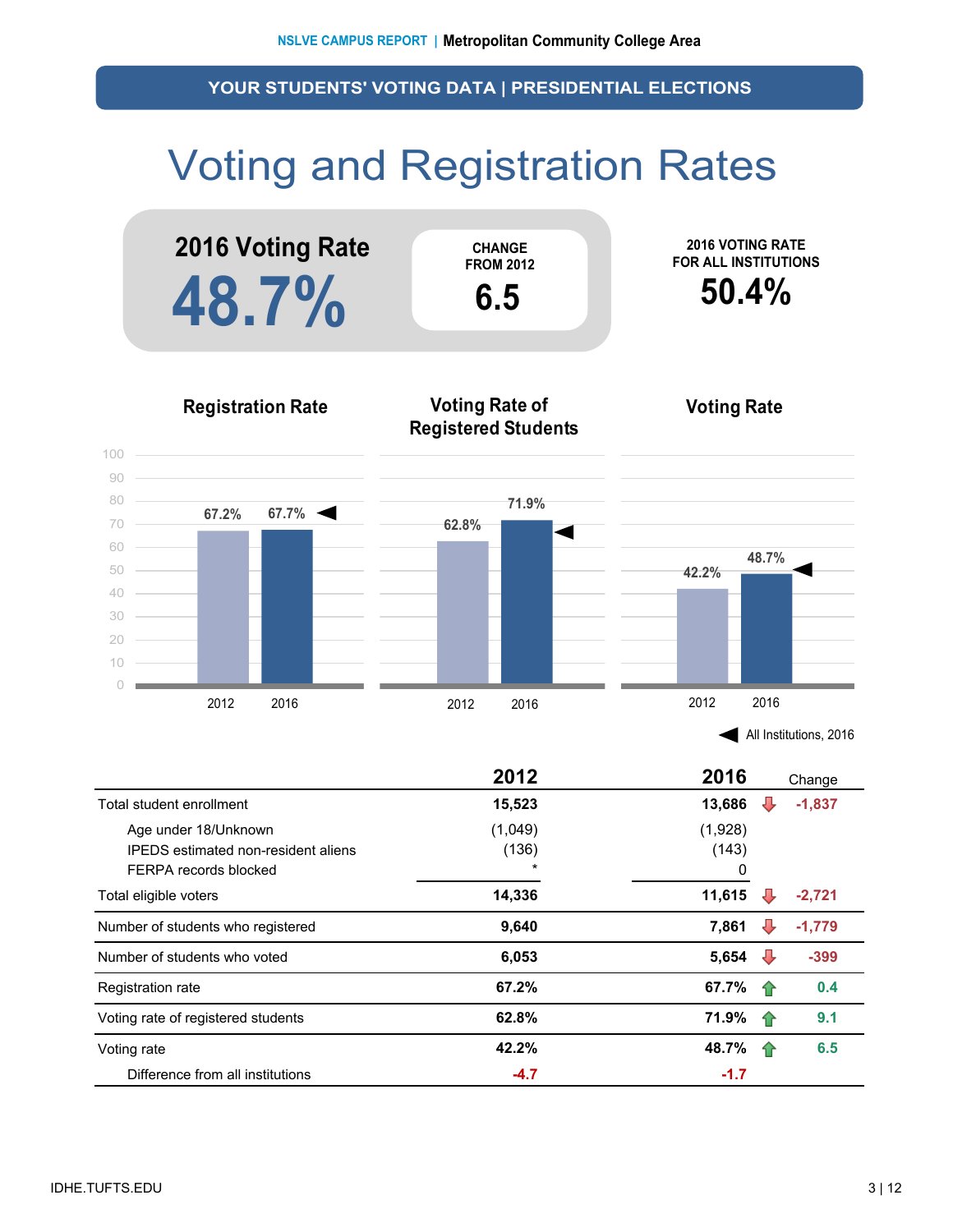YOUR STUDENTS' VOTING DATA | PRESIDENTIAL ELECTIONS

# Voting and Registration Rates

**2016 Voting Rate**

**48.7%**

CHANGE FROM 2012

**6.5**

2016 VOTING RATE FOR ALL INSTITUTIONS

**50.4%**

**Registration Rate**

| 2012 | 2016 |
|---|---|
| 67.2% | 67.7% |

**Voting Rate of Registered Students**

| 2012 | 2016 |
|---|---|
| 62.8% | 71.9% |

**Voting Rate**

| 2012 | 2016 |
|---|---|
| 42.2% | 48.7% |

◀ All Institutions, 2016

| | 2012 | 2016 | Change |
|---|---|---|---|
| Total student enrollment | 15,523 | 13,686 | -1,837 |
| Age under 18/Unknown | (1,049) | (1,928) | |
| IPEDS estimated non-resident aliens | (136) | (143) | |
| FERPA records blocked | * | 0 | |
| Total eligible voters | 14,336 | 11,615 | -2,721 |
| Number of students who registered | 9,640 | 7,861 | -1,779 |
| Number of students who voted | 6,053 | 5,654 | -399 |
| Registration rate | 67.2% | 67.7% | 0.4 |
| Voting rate of registered students | 62.8% | 71.9% | 9.1 |
| Voting rate | 42.2% | 48.7% | 6.5 |
| Difference from all institutions | -4.7 | -1.7 | |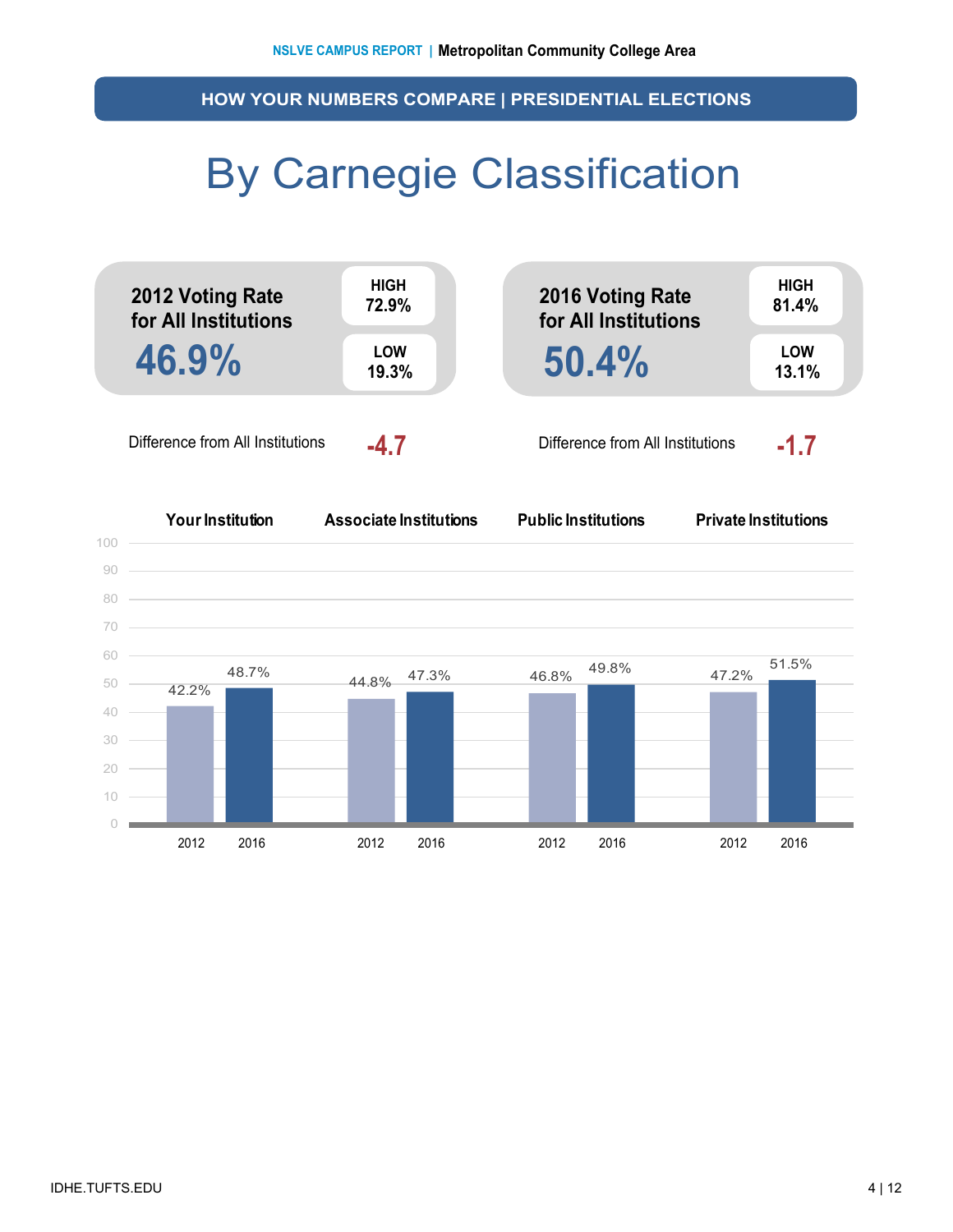## HOW YOUR NUMBERS COMPARE | PRESIDENTIAL ELECTIONS

# By Carnegie Classification

**2012 Voting Rate for All Institutions**

**46.9%**

| HIGH | LOW |
|---|---|
| 72.9% | 19.3% |

Difference from All Institutions **-4.7**

**2016 Voting Rate for All Institutions**

**50.4%**

| HIGH | LOW |
|---|---|
| 81.4% | 13.1% |

Difference from All Institutions **-1.7**

| | Your Institution | Associate Institutions | Public Institutions | Private Institutions |
|---|---|---|---|---|
| 2012 | 42.2% | 44.8% | 46.8% | 47.2% |
| 2016 | 48.7% | 47.3% | 49.8% | 51.5% |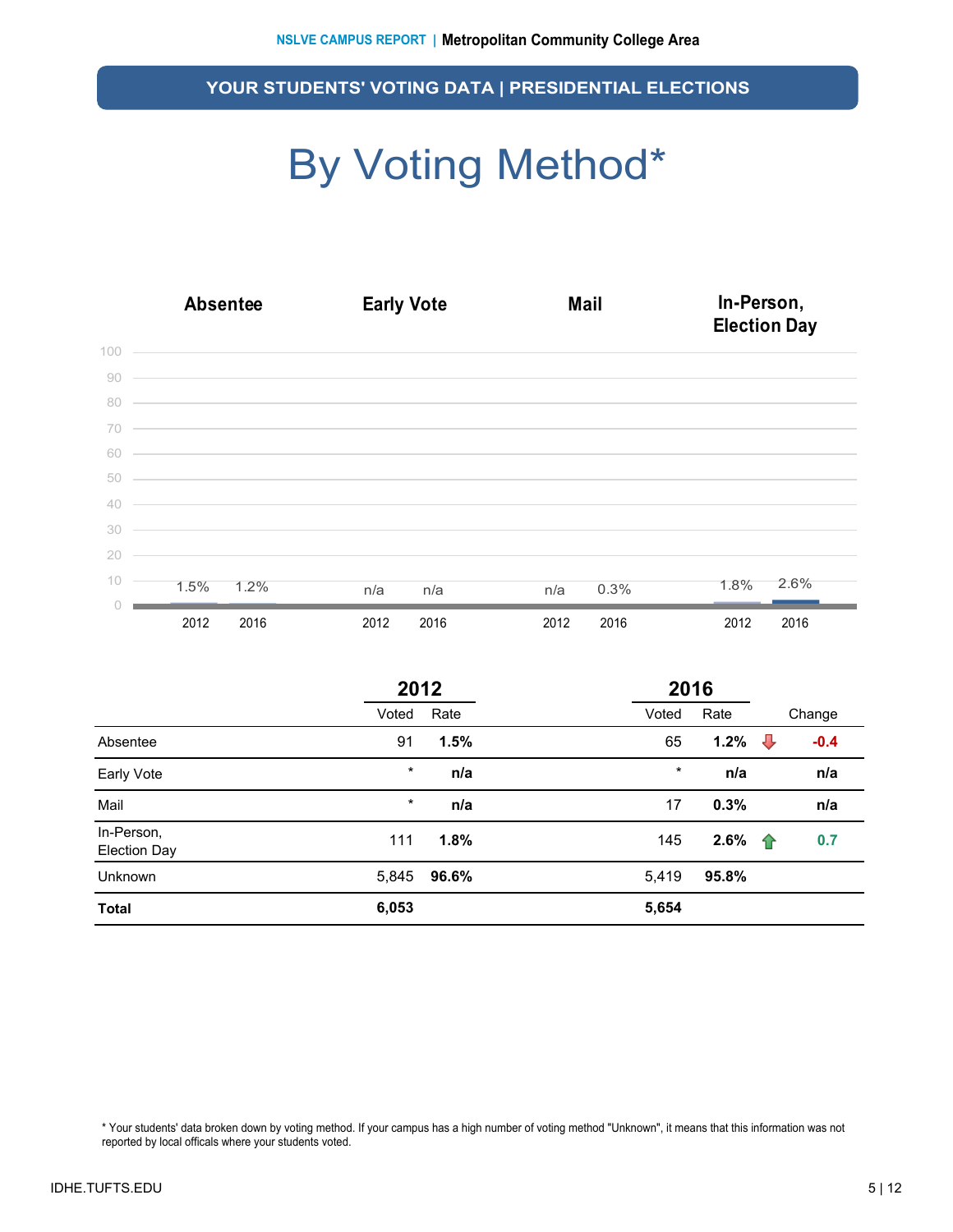## YOUR STUDENTS' VOTING DATA | PRESIDENTIAL ELECTIONS

# By Voting Method*

| | Absentee | | Early Vote | | Mail | | In-Person, Election Day | |
|---|---|---|---|---|---|---|---|---|
| | 2012 | 2016 | 2012 | 2016 | 2012 | 2016 | 2012 | 2016 |
| Rate | 1.5% | 1.2% | n/a | n/a | n/a | 0.3% | 1.8% | 2.6% |

| | 2012 | | 2016 | | | |
|---|---|---|---|---|---|---|
| | Voted | Rate | Voted | Rate | | Change |
| Absentee | 91 | **1.5%** | 65 | **1.2%** | ↓ | -0.4 |
| Early Vote | * | **n/a** | * | **n/a** | | **n/a** |
| Mail | * | **n/a** | 17 | **0.3%** | | **n/a** |
| In-Person, Election Day | 111 | **1.8%** | 145 | **2.6%** | ↑ | 0.7 |
| Unknown | 5,845 | **96.6%** | 5,419 | **95.8%** | | |
| **Total** | **6,053** | | **5,654** | | | |

* Your students' data broken down by voting method. If your campus has a high number of voting method "Unknown", it means that this information was not reported by local officals where your students voted.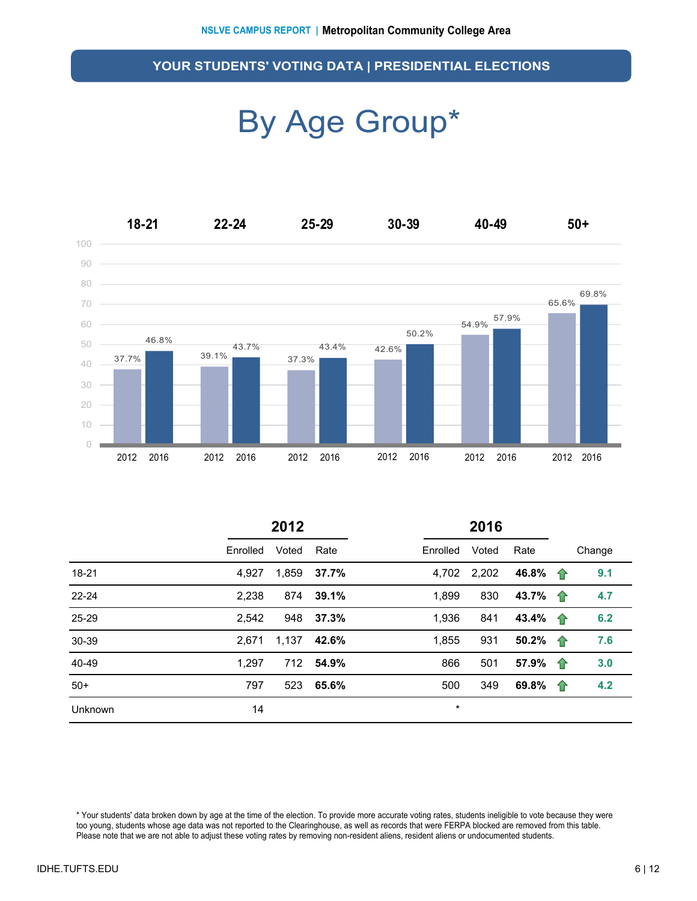## YOUR STUDENTS' VOTING DATA | PRESIDENTIAL ELECTIONS

# By Age Group*

| | 18-21 | 22-24 | 25-29 | 30-39 | 40-49 | 50+ |
|---|---|---|---|---|---|---|
| 2012 | 37.7% | 39.1% | 37.3% | 42.6% | 54.9% | 65.6% |
| 2016 | 46.8% | 43.7% | 43.4% | 50.2% | 57.9% | 69.8% |

| | 2012 | | | 2016 | | | |
|---|---|---|---|---|---|---|---|
| | Enrolled | Voted | Rate | Enrolled | Voted | Rate | Change |
| 18-21 | 4,927 | 1,859 | **37.7%** | 4,702 | 2,202 | **46.8%** | 9.1 |
| 22-24 | 2,238 | 874 | **39.1%** | 1,899 | 830 | **43.7%** | 4.7 |
| 25-29 | 2,542 | 948 | **37.3%** | 1,936 | 841 | **43.4%** | 6.2 |
| 30-39 | 2,671 | 1,137 | **42.6%** | 1,855 | 931 | **50.2%** | 7.6 |
| 40-49 | 1,297 | 712 | **54.9%** | 866 | 501 | **57.9%** | 3.0 |
| 50+ | 797 | 523 | **65.6%** | 500 | 349 | **69.8%** | 4.2 |
| Unknown | 14 | | | * | | | |

* Your students' data broken down by age at the time of the election. To provide more accurate voting rates, students ineligible to vote because they were too young, students whose age data was not reported to the Clearinghouse, as well as records that were FERPA blocked are removed from this table. Please note that we are not able to adjust these voting rates by removing non-resident aliens, resident aliens or undocumented students.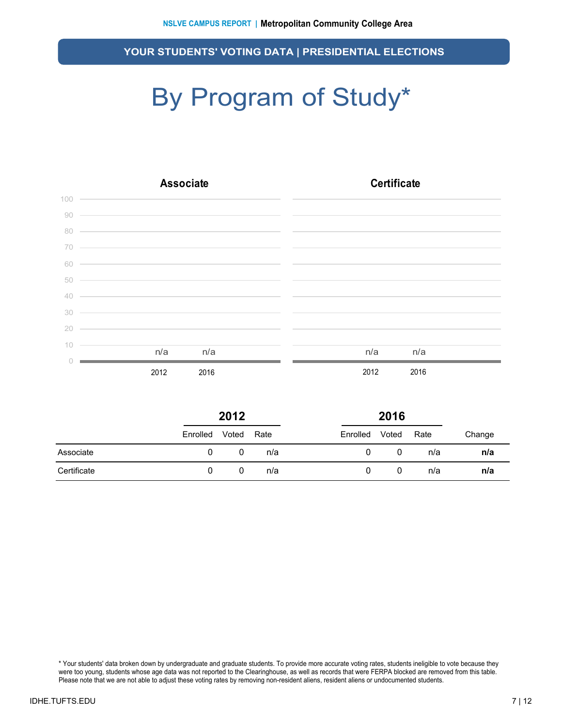## YOUR STUDENTS' VOTING DATA | PRESIDENTIAL ELECTIONS

# By Program of Study*

### Associate

| | 2012 | 2016 |
|---|---|---|
| Rate | n/a | n/a |

### Certificate

| | 2012 | 2016 |
|---|---|---|
| Rate | n/a | n/a |

| | 2012 | | | 2016 | | | |
|---|---|---|---|---|---|---|---|
| | Enrolled | Voted | Rate | Enrolled | Voted | Rate | Change |
| Associate | 0 | 0 | n/a | 0 | 0 | n/a | **n/a** |
| Certificate | 0 | 0 | n/a | 0 | 0 | n/a | **n/a** |

* Your students' data broken down by undergraduate and graduate students. To provide more accurate voting rates, students ineligible to vote because they were too young, students whose age data was not reported to the Clearinghouse, as well as records that were FERPA blocked are removed from this table. Please note that we are not able to adjust these voting rates by removing non-resident aliens, resident aliens or undocumented students.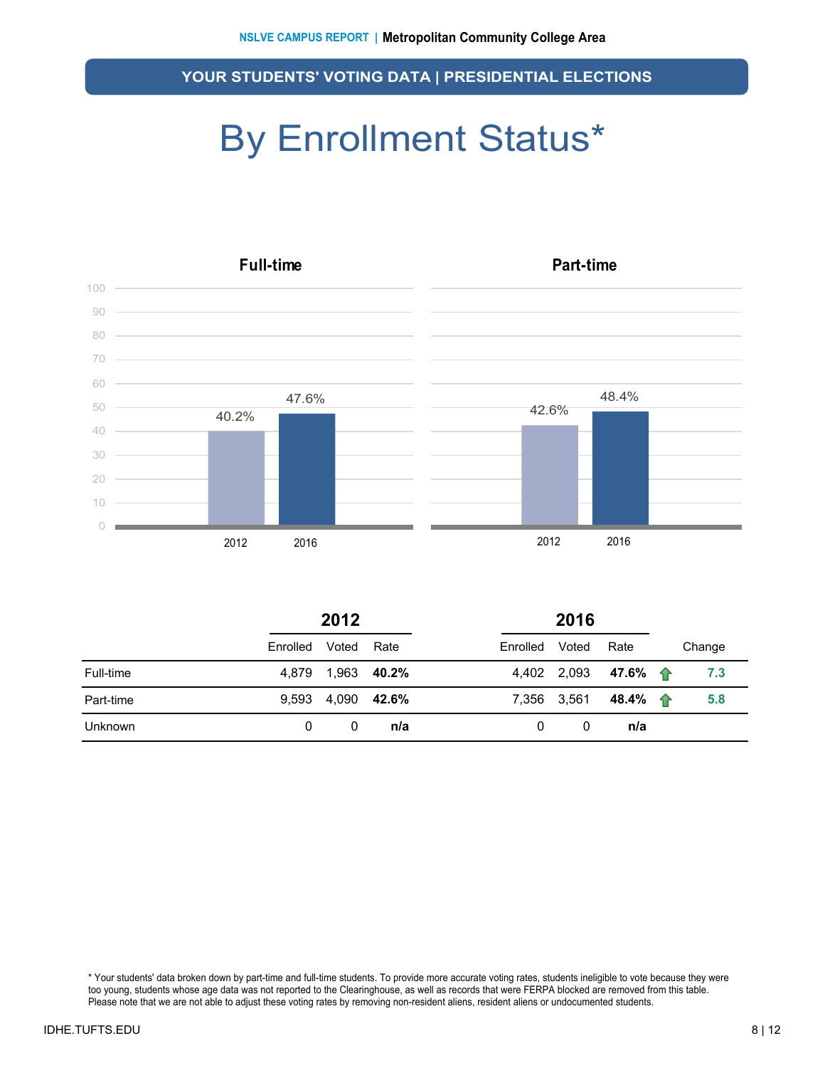## YOUR STUDENTS' VOTING DATA | PRESIDENTIAL ELECTIONS

# By Enrollment Status*

**Full-time**

| | 2012 | 2016 |
|---|---|---|
| Rate | 40.2% | 47.6% |

**Part-time**

| | 2012 | 2016 |
|---|---|---|
| Rate | 42.6% | 48.4% |

| | 2012 | | | 2016 | | | |
|---|---|---|---|---|---|---|---|
| | Enrolled | Voted | Rate | Enrolled | Voted | Rate | Change |
| Full-time | 4,879 | 1,963 | **40.2%** | 4,402 | 2,093 | **47.6%** | ↑ **7.3** |
| Part-time | 9,593 | 4,090 | **42.6%** | 7,356 | 3,561 | **48.4%** | ↑ **5.8** |
| Unknown | 0 | 0 | **n/a** | 0 | 0 | **n/a** | |

* Your students' data broken down by part-time and full-time students. To provide more accurate voting rates, students ineligible to vote because they were too young, students whose age data was not reported to the Clearinghouse, as well as records that were FERPA blocked are removed from this table. Please note that we are not able to adjust these voting rates by removing non-resident aliens, resident aliens or undocumented students.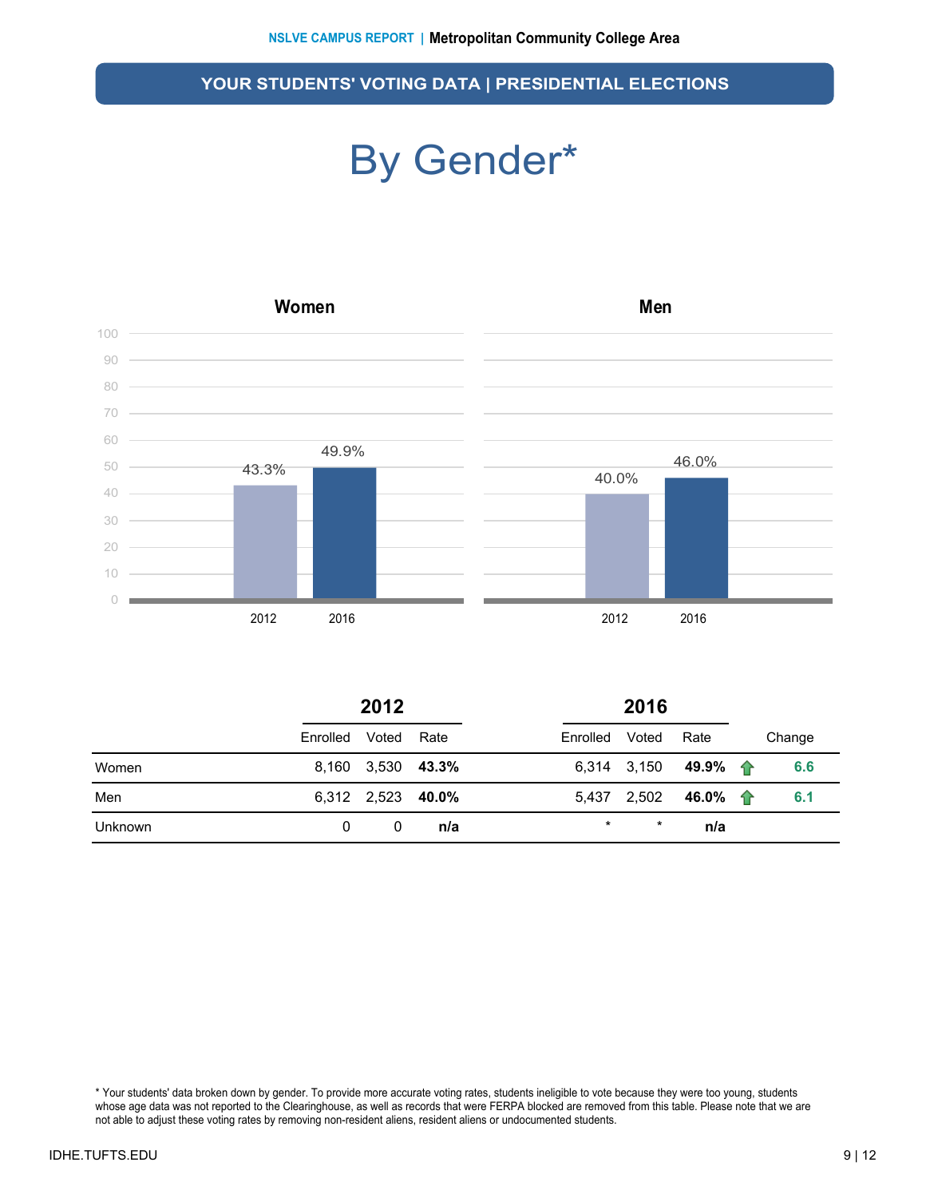## YOUR STUDENTS' VOTING DATA | PRESIDENTIAL ELECTIONS

# By Gender*

### Women

| Year | Rate |
|---|---|
| 2012 | 43.3% |
| 2016 | 49.9% |

### Men

| Year | Rate |
|---|---|
| 2012 | 40.0% |
| 2016 | 46.0% |

| | 2012 | | | 2016 | | | | |
|---|---|---|---|---|---|---|---|---|
| | Enrolled | Voted | Rate | Enrolled | Voted | Rate | | Change |
| Women | 8,160 | 3,530 | **43.3%** | 6,314 | 3,150 | **49.9%** | ↑ | **6.6** |
| Men | 6,312 | 2,523 | **40.0%** | 5,437 | 2,502 | **46.0%** | ↑ | **6.1** |
| Unknown | 0 | 0 | **n/a** | * | * | **n/a** | | |

* Your students' data broken down by gender. To provide more accurate voting rates, students ineligible to vote because they were too young, students whose age data was not reported to the Clearinghouse, as well as records that were FERPA blocked are removed from this table. Please note that we are not able to adjust these voting rates by removing non-resident aliens, resident aliens or undocumented students.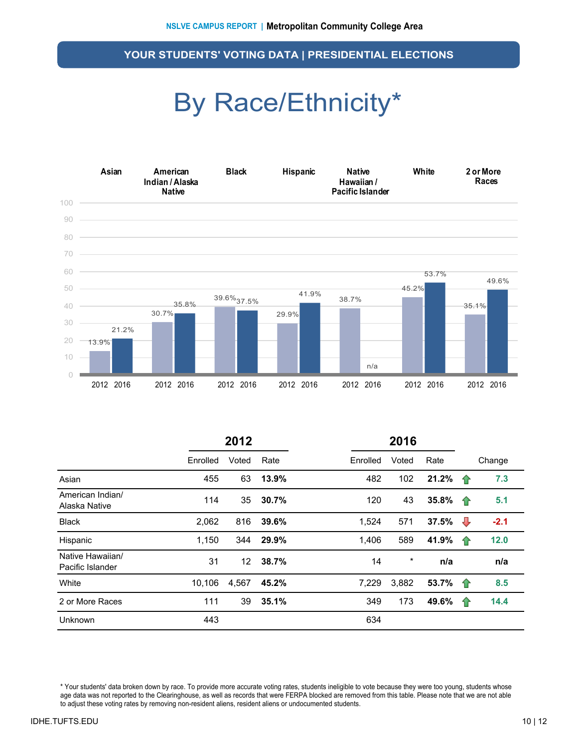## YOUR STUDENTS' VOTING DATA | PRESIDENTIAL ELECTIONS

# By Race/Ethnicity*

| | 2012 | | | 2016 | | | Change |
|---|---|---|---|---|---|---|---|
| | Enrolled | Voted | Rate | Enrolled | Voted | Rate | |
| Asian | 455 | 63 | **13.9%** | 482 | 102 | **21.2%** | ↑ **7.3** |
| American Indian/ Alaska Native | 114 | 35 | **30.7%** | 120 | 43 | **35.8%** | ↑ **5.1** |
| Black | 2,062 | 816 | **39.6%** | 1,524 | 571 | **37.5%** | ↓ **-2.1** |
| Hispanic | 1,150 | 344 | **29.9%** | 1,406 | 589 | **41.9%** | ↑ **12.0** |
| Native Hawaiian/ Pacific Islander | 31 | 12 | **38.7%** | 14 | * | **n/a** | **n/a** |
| White | 10,106 | 4,567 | **45.2%** | 7,229 | 3,882 | **53.7%** | ↑ **8.5** |
| 2 or More Races | 111 | 39 | **35.1%** | 349 | 173 | **49.6%** | ↑ **14.4** |
| Unknown | 443 | | | 634 | | | |

\* Your students' data broken down by race. To provide more accurate voting rates, students ineligible to vote because they were too young, students whose age data was not reported to the Clearinghouse, as well as records that were FERPA blocked are removed from this table. Please note that we are not able to adjust these voting rates by removing non-resident aliens, resident aliens or undocumented students.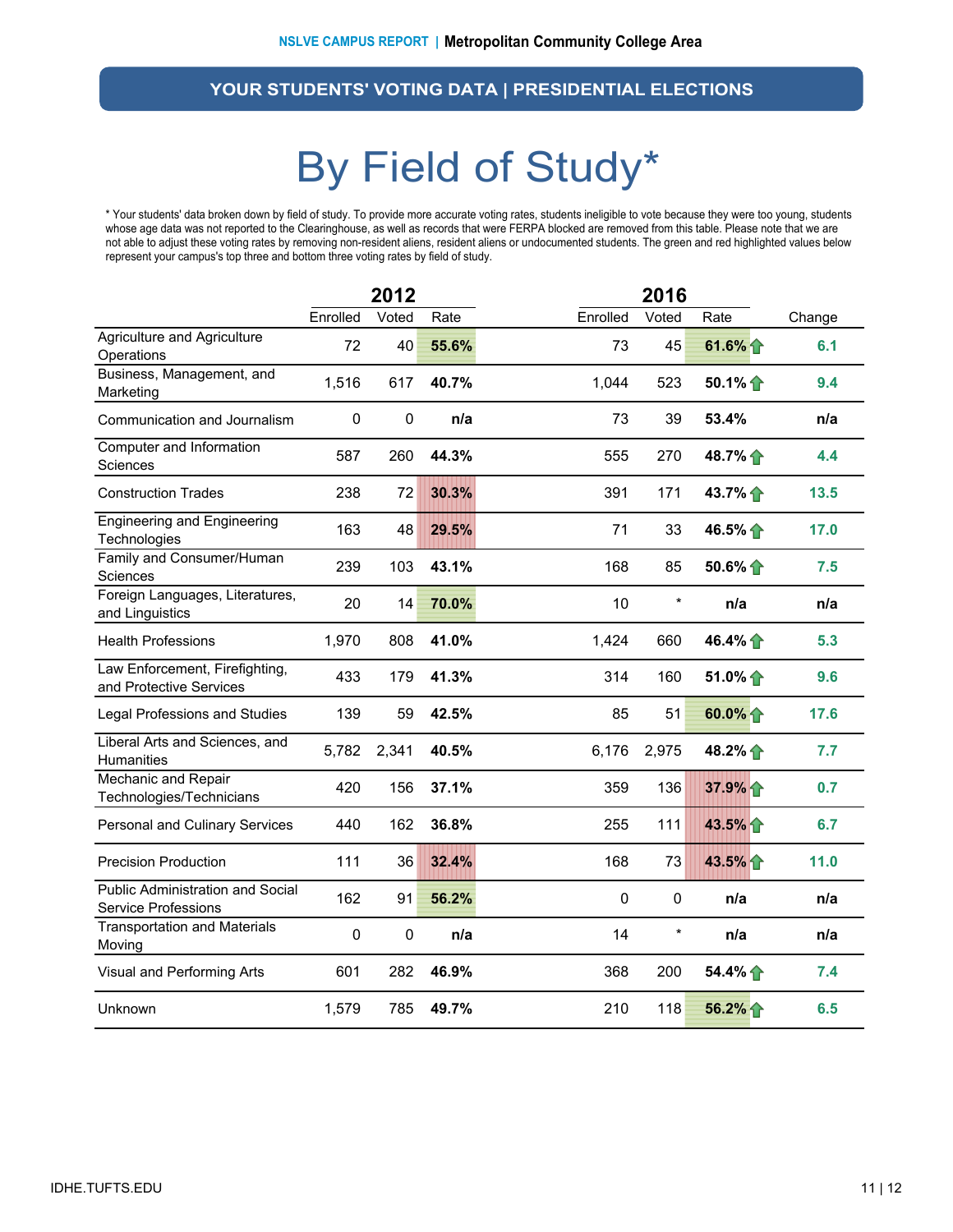## YOUR STUDENTS' VOTING DATA | PRESIDENTIAL ELECTIONS

# By Field of Study*

* Your students' data broken down by field of study. To provide more accurate voting rates, students ineligible to vote because they were too young, students whose age data was not reported to the Clearinghouse, as well as records that were FERPA blocked are removed from this table. Please note that we are not able to adjust these voting rates by removing non-resident aliens, resident aliens or undocumented students. The green and red highlighted values below represent your campus's top three and bottom three voting rates by field of study.

| | 2012 | | | 2016 | | | |
|---|---|---|---|---|---|---|---|
| | Enrolled | Voted | Rate | Enrolled | Voted | Rate | Change |
| Agriculture and Agriculture Operations | 72 | 40 | **55.6%** | 73 | 45 | **61.6%** ↑ | 6.1 |
| Business, Management, and Marketing | 1,516 | 617 | **40.7%** | 1,044 | 523 | **50.1%** ↑ | 9.4 |
| Communication and Journalism | 0 | 0 | **n/a** | 73 | 39 | **53.4%** | n/a |
| Computer and Information Sciences | 587 | 260 | **44.3%** | 555 | 270 | **48.7%** ↑ | 4.4 |
| Construction Trades | 238 | 72 | **30.3%** | 391 | 171 | **43.7%** ↑ | 13.5 |
| Engineering and Engineering Technologies | 163 | 48 | **29.5%** | 71 | 33 | **46.5%** ↑ | 17.0 |
| Family and Consumer/Human Sciences | 239 | 103 | **43.1%** | 168 | 85 | **50.6%** ↑ | 7.5 |
| Foreign Languages, Literatures, and Linguistics | 20 | 14 | **70.0%** | 10 | * | **n/a** | n/a |
| Health Professions | 1,970 | 808 | **41.0%** | 1,424 | 660 | **46.4%** ↑ | 5.3 |
| Law Enforcement, Firefighting, and Protective Services | 433 | 179 | **41.3%** | 314 | 160 | **51.0%** ↑ | 9.6 |
| Legal Professions and Studies | 139 | 59 | **42.5%** | 85 | 51 | **60.0%** ↑ | 17.6 |
| Liberal Arts and Sciences, and Humanities | 5,782 | 2,341 | **40.5%** | 6,176 | 2,975 | **48.2%** ↑ | 7.7 |
| Mechanic and Repair Technologies/Technicians | 420 | 156 | **37.1%** | 359 | 136 | **37.9%** ↑ | 0.7 |
| Personal and Culinary Services | 440 | 162 | **36.8%** | 255 | 111 | **43.5%** ↑ | 6.7 |
| Precision Production | 111 | 36 | **32.4%** | 168 | 73 | **43.5%** ↑ | 11.0 |
| Public Administration and Social Service Professions | 162 | 91 | **56.2%** | 0 | 0 | **n/a** | n/a |
| Transportation and Materials Moving | 0 | 0 | **n/a** | 14 | * | **n/a** | n/a |
| Visual and Performing Arts | 601 | 282 | **46.9%** | 368 | 200 | **54.4%** ↑ | 7.4 |
| Unknown | 1,579 | 785 | **49.7%** | 210 | 118 | **56.2%** ↑ | 6.5 |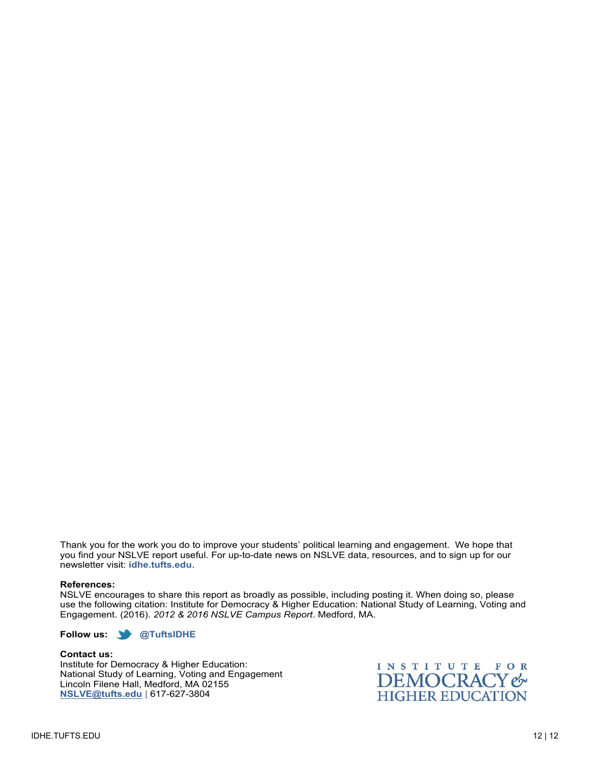Thank you for the work you do to improve your students' political learning and engagement. We hope that you find your NSLVE report useful. For up-to-date news on NSLVE data, resources, and to sign up for our newsletter visit: **idhe.tufts.edu**.

**References:**
NSLVE encourages to share this report as broadly as possible, including posting it. When doing so, please use the following citation: Institute for Democracy & Higher Education: National Study of Learning, Voting and Engagement. (2016). *2012 & 2016 NSLVE Campus Report*. Medford, MA.

**Follow us:** **@TuftsIDHE**

**Contact us:**
Institute for Democracy & Higher Education:
National Study of Learning, Voting and Engagement
Lincoln Filene Hall, Medford, MA 02155
**NSLVE@tufts.edu** | 617-627-3804

INSTITUTE FOR DEMOCRACY & HIGHER EDUCATION